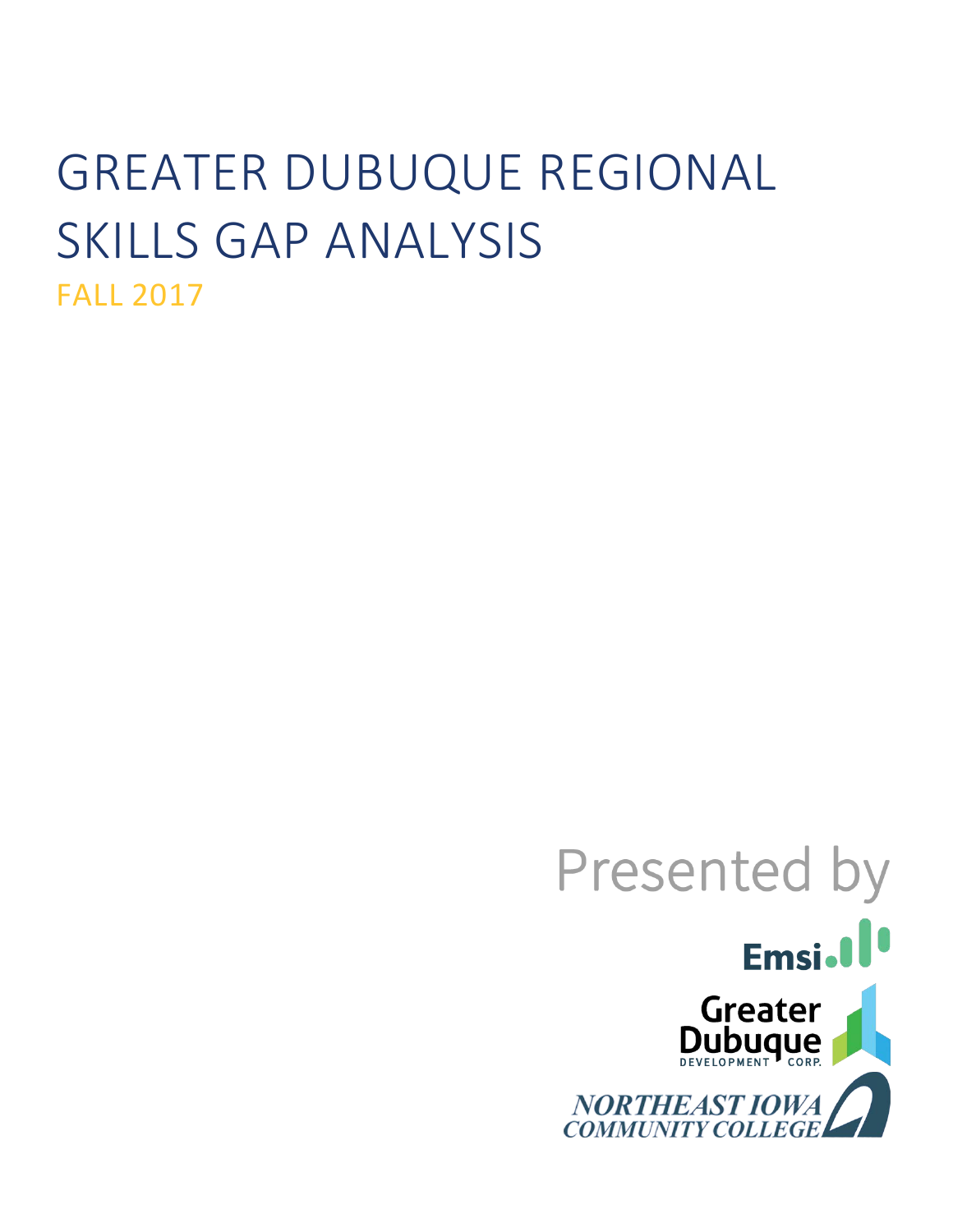# GREATER DUBUQUE REGIONAL SKILLS GAP ANALYSIS

FALL 2017

Presented by

Emsi

Greater Dubuque Development Corp.

Northeast Iowa Community College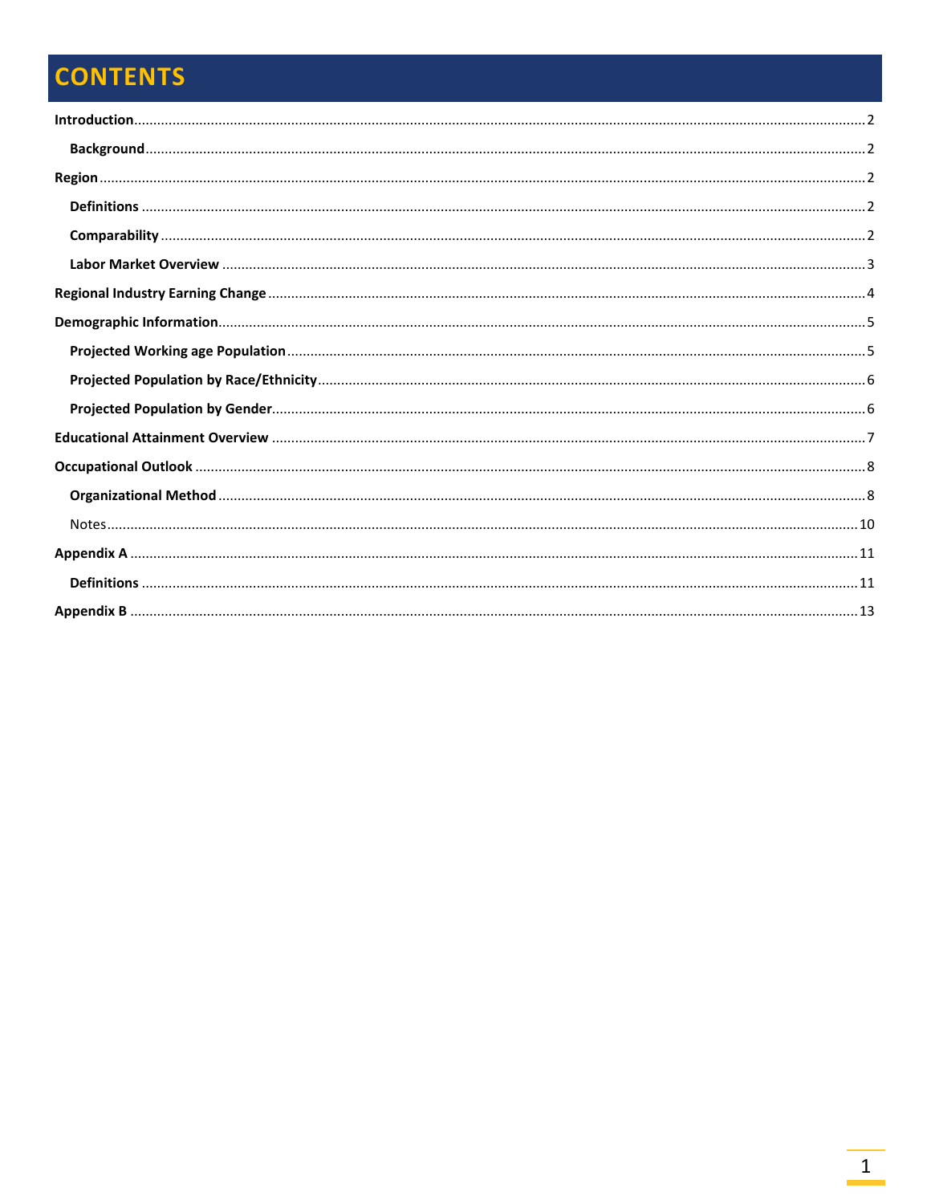# CONTENTS

**Introduction** .......... 2

- **Background** .......... 2

**Region** .......... 2

- **Definitions** .......... 2
- **Comparability** .......... 2
- **Labor Market Overview** .......... 3

**Regional Industry Earning Change** .......... 4

**Demographic Information** .......... 5

- **Projected Working age Population** .......... 5
- **Projected Population by Race/Ethnicity** .......... 6
- **Projected Population by Gender** .......... 6

**Educational Attainment Overview** .......... 7

**Occupational Outlook** .......... 8

- **Organizational Method** .......... 8
- Notes .......... 10

**Appendix A** .......... 11

- **Definitions** .......... 11

**Appendix B** .......... 13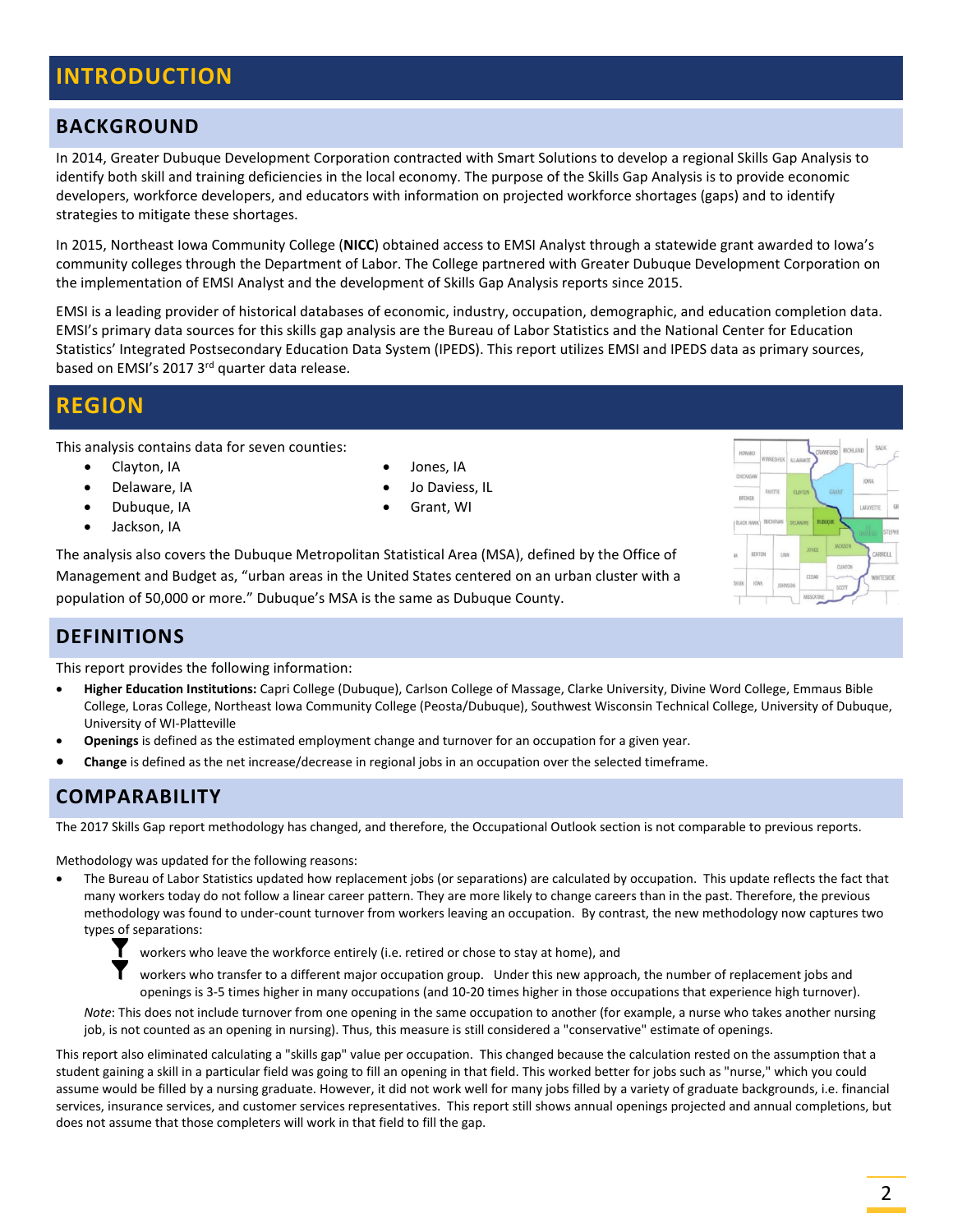# INTRODUCTION

## BACKGROUND

In 2014, Greater Dubuque Development Corporation contracted with Smart Solutions to develop a regional Skills Gap Analysis to identify both skill and training deficiencies in the local economy. The purpose of the Skills Gap Analysis is to provide economic developers, workforce developers, and educators with information on projected workforce shortages (gaps) and to identify strategies to mitigate these shortages.

In 2015, Northeast Iowa Community College (**NICC**) obtained access to EMSI Analyst through a statewide grant awarded to Iowa's community colleges through the Department of Labor. The College partnered with Greater Dubuque Development Corporation on the implementation of EMSI Analyst and the development of Skills Gap Analysis reports since 2015.

EMSI is a leading provider of historical databases of economic, industry, occupation, demographic, and education completion data. EMSI's primary data sources for this skills gap analysis are the Bureau of Labor Statistics and the National Center for Education Statistics' Integrated Postsecondary Education Data System (IPEDS). This report utilizes EMSI and IPEDS data as primary sources, based on EMSI's 2017 3rd quarter data release.

# REGION

This analysis contains data for seven counties:

- Clayton, IA
- Delaware, IA
- Dubuque, IA
- Jackson, IA
- Jones, IA
- Jo Daviess, IL
- Grant, WI

The analysis also covers the Dubuque Metropolitan Statistical Area (MSA), defined by the Office of Management and Budget as, "urban areas in the United States centered on an urban cluster with a population of 50,000 or more." Dubuque's MSA is the same as Dubuque County.

## DEFINITIONS

This report provides the following information:

- **Higher Education Institutions:** Capri College (Dubuque), Carlson College of Massage, Clarke University, Divine Word College, Emmaus Bible College, Loras College, Northeast Iowa Community College (Peosta/Dubuque), Southwest Wisconsin Technical College, University of Dubuque, University of WI-Platteville
- **Openings** is defined as the estimated employment change and turnover for an occupation for a given year.
- **Change** is defined as the net increase/decrease in regional jobs in an occupation over the selected timeframe.

## COMPARABILITY

The 2017 Skills Gap report methodology has changed, and therefore, the Occupational Outlook section is not comparable to previous reports.

Methodology was updated for the following reasons:

- The Bureau of Labor Statistics updated how replacement jobs (or separations) are calculated by occupation. This update reflects the fact that many workers today do not follow a linear career pattern. They are more likely to change careers than in the past. Therefore, the previous methodology was found to under-count turnover from workers leaving an occupation. By contrast, the new methodology now captures two types of separations:
  - workers who leave the workforce entirely (i.e. retired or chose to stay at home), and
  - workers who transfer to a different major occupation group. Under this new approach, the number of replacement jobs and openings is 3-5 times higher in many occupations (and 10-20 times higher in those occupations that experience high turnover).

  *Note*: This does not include turnover from one opening in the same occupation to another (for example, a nurse who takes another nursing job, is not counted as an opening in nursing). Thus, this measure is still considered a "conservative" estimate of openings.

This report also eliminated calculating a "skills gap" value per occupation. This changed because the calculation rested on the assumption that a student gaining a skill in a particular field was going to fill an opening in that field. This worked better for jobs such as "nurse," which you could assume would be filled by a nursing graduate. However, it did not work well for many jobs filled by a variety of graduate backgrounds, i.e. financial services, insurance services, and customer services representatives. This report still shows annual openings projected and annual completions, but does not assume that those completers will work in that field to fill the gap.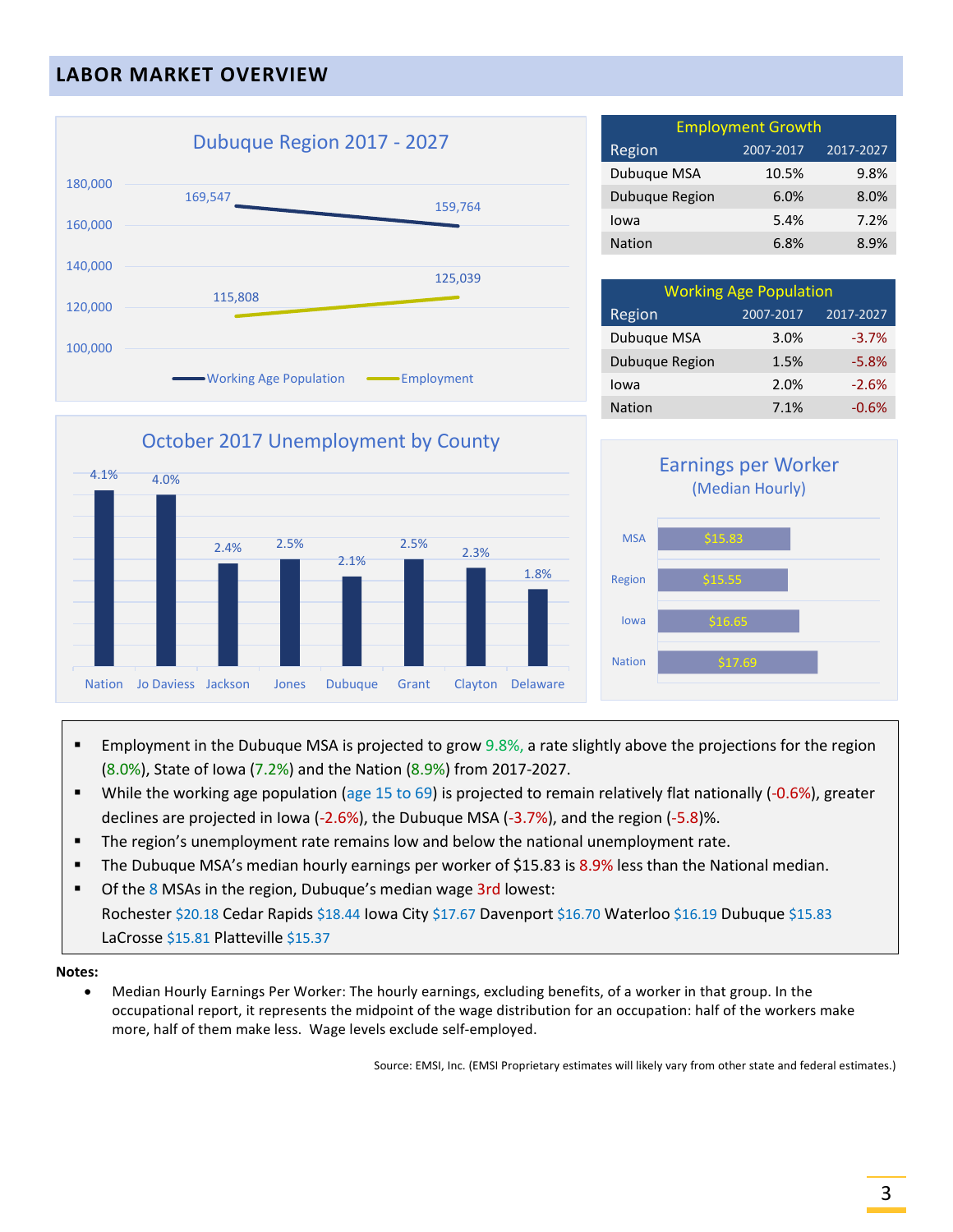## LABOR MARKET OVERVIEW

### Dubuque Region 2017 - 2027

| Series | 2017 | 2027 |
|---|---|---|
| Working Age Population | 169,547 | 159,764 |
| Employment | 115,808 | 125,039 |

| Employment Growth | | |
|---|---|---|
| Region | 2007-2017 | 2017-2027 |
| Dubuque MSA | 10.5% | 9.8% |
| Dubuque Region | 6.0% | 8.0% |
| Iowa | 5.4% | 7.2% |
| Nation | 6.8% | 8.9% |

| Working Age Population | | |
|---|---|---|
| Region | 2007-2017 | 2017-2027 |
| Dubuque MSA | 3.0% | -3.7% |
| Dubuque Region | 1.5% | -5.8% |
| Iowa | 2.0% | -2.6% |
| Nation | 7.1% | -0.6% |

### October 2017 Unemployment by County

| Nation | Jo Daviess | Jackson | Jones | Dubuque | Grant | Clayton | Delaware |
|---|---|---|---|---|---|---|---|
| 4.1% | 4.0% | 2.4% | 2.5% | 2.1% | 2.5% | 2.3% | 1.8% |

### Earnings per Worker
(Median Hourly)

| Area | Earnings |
|---|---|
| MSA | $15.83 |
| Region | $15.55 |
| Iowa | $16.65 |
| Nation | $17.69 |

- Employment in the Dubuque MSA is projected to grow 9.8%, a rate slightly above the projections for the region (8.0%), State of Iowa (7.2%) and the Nation (8.9%) from 2017-2027.
- While the working age population (age 15 to 69) is projected to remain relatively flat nationally (-0.6%), greater declines are projected in Iowa (-2.6%), the Dubuque MSA (-3.7%), and the region (-5.8)%.
- The region's unemployment rate remains low and below the national unemployment rate.
- The Dubuque MSA's median hourly earnings per worker of $15.83 is 8.9% less than the National median.
- Of the 8 MSAs in the region, Dubuque's median wage 3rd lowest:
  Rochester $20.18 Cedar Rapids $18.44 Iowa City $17.67 Davenport $16.70 Waterloo $16.19 Dubuque $15.83 LaCrosse $15.81 Platteville $15.37

**Notes:**

- Median Hourly Earnings Per Worker: The hourly earnings, excluding benefits, of a worker in that group. In the occupational report, it represents the midpoint of the wage distribution for an occupation: half of the workers make more, half of them make less. Wage levels exclude self-employed.

Source: EMSI, Inc. (EMSI Proprietary estimates will likely vary from other state and federal estimates.)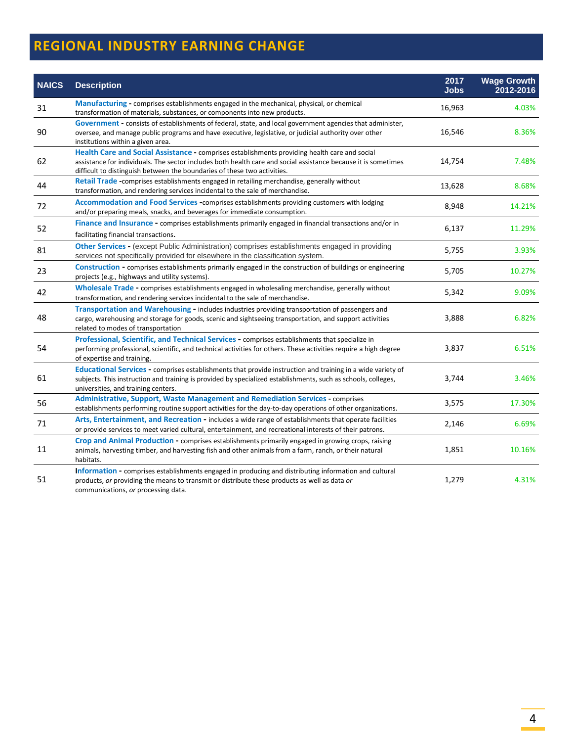# REGIONAL INDUSTRY EARNING CHANGE

| NAICS | Description | 2017 Jobs | Wage Growth 2012-2016 |
|---|---|---|---|
| 31 | **Manufacturing -** comprises establishments engaged in the mechanical, physical, or chemical transformation of materials, substances, or components into new products. | 16,963 | 4.03% |
| 90 | **Government -** consists of establishments of federal, state, and local government agencies that administer, oversee, and manage public programs and have executive, legislative, or judicial authority over other institutions within a given area. | 16,546 | 8.36% |
| 62 | **Health Care and Social Assistance -** comprises establishments providing health care and social assistance for individuals. The sector includes both health care and social assistance because it is sometimes difficult to distinguish between the boundaries of these two activities. | 14,754 | 7.48% |
| 44 | **Retail Trade -**comprises establishments engaged in retailing merchandise, generally without transformation, and rendering services incidental to the sale of merchandise. | 13,628 | 8.68% |
| 72 | **Accommodation and Food Services -**comprises establishments providing customers with lodging and/or preparing meals, snacks, and beverages for immediate consumption. | 8,948 | 14.21% |
| 52 | **Finance and Insurance -** comprises establishments primarily engaged in financial transactions and/or in facilitating financial transactions. | 6,137 | 11.29% |
| 81 | **Other Services -** (except Public Administration) comprises establishments engaged in providing services not specifically provided for elsewhere in the classification system. | 5,755 | 3.93% |
| 23 | **Construction -** comprises establishments primarily engaged in the construction of buildings or engineering projects (e.g., highways and utility systems). | 5,705 | 10.27% |
| 42 | **Wholesale Trade -** comprises establishments engaged in wholesaling merchandise, generally without transformation, and rendering services incidental to the sale of merchandise. | 5,342 | 9.09% |
| 48 | **Transportation and Warehousing -** includes industries providing transportation of passengers and cargo, warehousing and storage for goods, scenic and sightseeing transportation, and support activities related to modes of transportation | 3,888 | 6.82% |
| 54 | **Professional, Scientific, and Technical Services -** comprises establishments that specialize in performing professional, scientific, and technical activities for others. These activities require a high degree of expertise and training. | 3,837 | 6.51% |
| 61 | **Educational Services -** comprises establishments that provide instruction and training in a wide variety of subjects. This instruction and training is provided by specialized establishments, such as schools, colleges, universities, and training centers. | 3,744 | 3.46% |
| 56 | **Administrative, Support, Waste Management and Remediation Services -** comprises establishments performing routine support activities for the day-to-day operations of other organizations. | 3,575 | 17.30% |
| 71 | **Arts, Entertainment, and Recreation -** includes a wide range of establishments that operate facilities or provide services to meet varied cultural, entertainment, and recreational interests of their patrons. | 2,146 | 6.69% |
| 11 | **Crop and Animal Production -** comprises establishments primarily engaged in growing crops, raising animals, harvesting timber, and harvesting fish and other animals from a farm, ranch, or their natural habitats. | 1,851 | 10.16% |
| 51 | **Information -** comprises establishments engaged in producing and distributing information and cultural products, *or* providing the means to transmit or distribute these products as well as data *or* communications, *or* processing data. | 1,279 | 4.31% |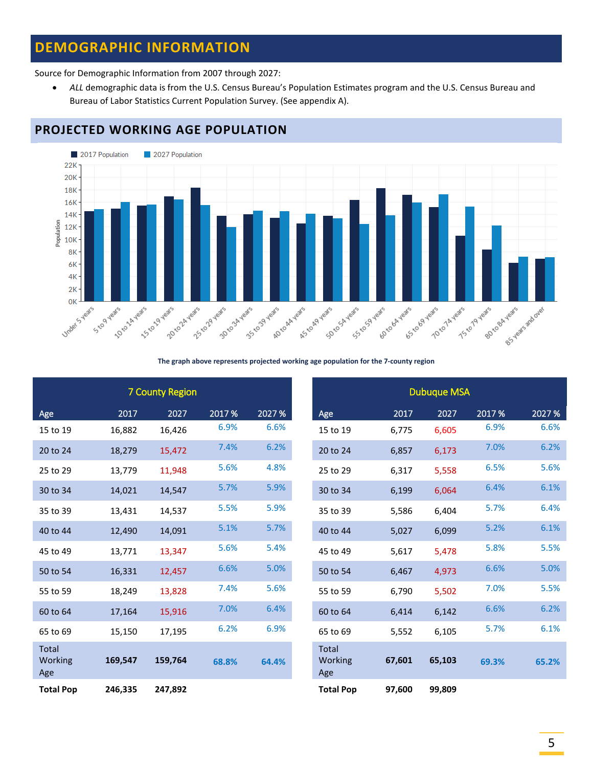# DEMOGRAPHIC INFORMATION

Source for Demographic Information from 2007 through 2027:

- *ALL* demographic data is from the U.S. Census Bureau's Population Estimates program and the U.S. Census Bureau and Bureau of Labor Statistics Current Population Survey. (See appendix A).

## PROJECTED WORKING AGE POPULATION

**The graph above represents projected working age population for the 7-county region**

| 7 County Region | | | | |
|---|---|---|---|---|
| Age | 2017 | 2027 | 2017 % | 2027 % |
| 15 to 19 | 16,882 | 16,426 | 6.9% | 6.6% |
| 20 to 24 | 18,279 | 15,472 | 7.4% | 6.2% |
| 25 to 29 | 13,779 | 11,948 | 5.6% | 4.8% |
| 30 to 34 | 14,021 | 14,547 | 5.7% | 5.9% |
| 35 to 39 | 13,431 | 14,537 | 5.5% | 5.9% |
| 40 to 44 | 12,490 | 14,091 | 5.1% | 5.7% |
| 45 to 49 | 13,771 | 13,347 | 5.6% | 5.4% |
| 50 to 54 | 16,331 | 12,457 | 6.6% | 5.0% |
| 55 to 59 | 18,249 | 13,828 | 7.4% | 5.6% |
| 60 to 64 | 17,164 | 15,916 | 7.0% | 6.4% |
| 65 to 69 | 15,150 | 17,195 | 6.2% | 6.9% |
| Total Working Age | **169,547** | **159,764** | **68.8%** | **64.4%** |
| **Total Pop** | **246,335** | **247,892** | | |

| Dubuque MSA | | | | |
|---|---|---|---|---|
| Age | 2017 | 2027 | 2017 % | 2027 % |
| 15 to 19 | 6,775 | 6,605 | 6.9% | 6.6% |
| 20 to 24 | 6,857 | 6,173 | 7.0% | 6.2% |
| 25 to 29 | 6,317 | 5,558 | 6.5% | 5.6% |
| 30 to 34 | 6,199 | 6,064 | 6.4% | 6.1% |
| 35 to 39 | 5,586 | 6,404 | 5.7% | 6.4% |
| 40 to 44 | 5,027 | 6,099 | 5.2% | 6.1% |
| 45 to 49 | 5,617 | 5,478 | 5.8% | 5.5% |
| 50 to 54 | 6,467 | 4,973 | 6.6% | 5.0% |
| 55 to 59 | 6,790 | 5,502 | 7.0% | 5.5% |
| 60 to 64 | 6,414 | 6,142 | 6.6% | 6.2% |
| 65 to 69 | 5,552 | 6,105 | 5.7% | 6.1% |
| Total Working Age | **67,601** | **65,103** | **69.3%** | **65.2%** |
| **Total Pop** | **97,600** | **99,809** | | |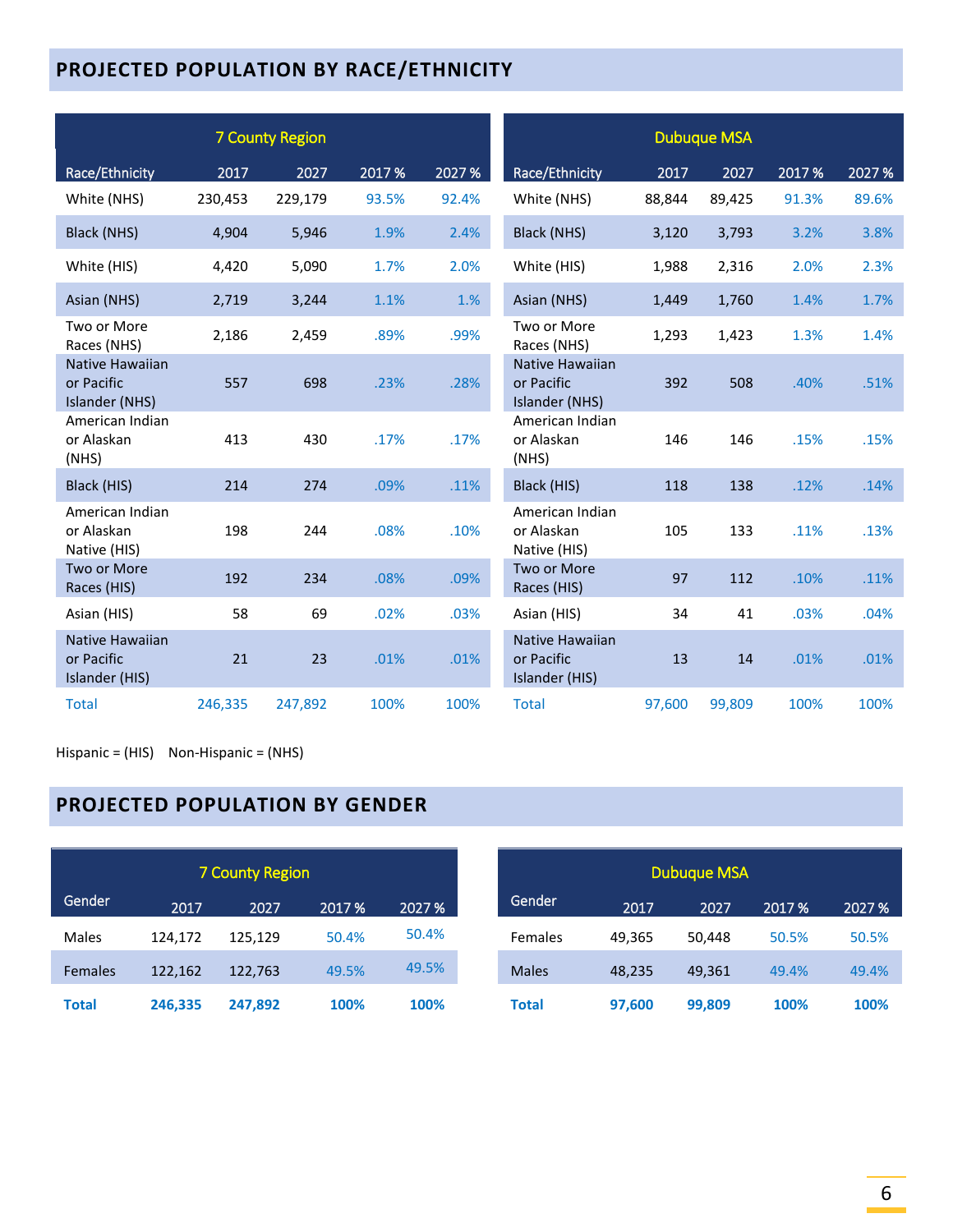## PROJECTED POPULATION BY RACE/ETHNICITY

| 7 County Region | | | | |
|---|---|---|---|---|
| Race/Ethnicity | 2017 | 2027 | 2017 % | 2027 % |
| White (NHS) | 230,453 | 229,179 | 93.5% | 92.4% |
| Black (NHS) | 4,904 | 5,946 | 1.9% | 2.4% |
| White (HIS) | 4,420 | 5,090 | 1.7% | 2.0% |
| Asian (NHS) | 2,719 | 3,244 | 1.1% | 1.% |
| Two or More Races (NHS) | 2,186 | 2,459 | .89% | .99% |
| Native Hawaiian or Pacific Islander (NHS) | 557 | 698 | .23% | .28% |
| American Indian or Alaskan (NHS) | 413 | 430 | .17% | .17% |
| Black (HIS) | 214 | 274 | .09% | .11% |
| American Indian or Alaskan Native (HIS) | 198 | 244 | .08% | .10% |
| Two or More Races (HIS) | 192 | 234 | .08% | .09% |
| Asian (HIS) | 58 | 69 | .02% | .03% |
| Native Hawaiian or Pacific Islander (HIS) | 21 | 23 | .01% | .01% |
| Total | 246,335 | 247,892 | 100% | 100% |

| Dubuque MSA | | | | |
|---|---|---|---|---|
| Race/Ethnicity | 2017 | 2027 | 2017 % | 2027 % |
| White (NHS) | 88,844 | 89,425 | 91.3% | 89.6% |
| Black (NHS) | 3,120 | 3,793 | 3.2% | 3.8% |
| White (HIS) | 1,988 | 2,316 | 2.0% | 2.3% |
| Asian (NHS) | 1,449 | 1,760 | 1.4% | 1.7% |
| Two or More Races (NHS) | 1,293 | 1,423 | 1.3% | 1.4% |
| Native Hawaiian or Pacific Islander (NHS) | 392 | 508 | .40% | .51% |
| American Indian or Alaskan (NHS) | 146 | 146 | .15% | .15% |
| Black (HIS) | 118 | 138 | .12% | .14% |
| American Indian or Alaskan Native (HIS) | 105 | 133 | .11% | .13% |
| Two or More Races (HIS) | 97 | 112 | .10% | .11% |
| Asian (HIS) | 34 | 41 | .03% | .04% |
| Native Hawaiian or Pacific Islander (HIS) | 13 | 14 | .01% | .01% |
| Total | 97,600 | 99,809 | 100% | 100% |

Hispanic = (HIS)    Non-Hispanic = (NHS)

## PROJECTED POPULATION BY GENDER

| 7 County Region | | | | |
|---|---|---|---|---|
| Gender | 2017 | 2027 | 2017 % | 2027 % |
| Males | 124,172 | 125,129 | 50.4% | 50.4% |
| Females | 122,162 | 122,763 | 49.5% | 49.5% |
| **Total** | **246,335** | **247,892** | **100%** | **100%** |

| Dubuque MSA | | | | |
|---|---|---|---|---|
| Gender | 2017 | 2027 | 2017 % | 2027 % |
| Females | 49,365 | 50,448 | 50.5% | 50.5% |
| Males | 48,235 | 49,361 | 49.4% | 49.4% |
| **Total** | **97,600** | **99,809** | **100%** | **100%** |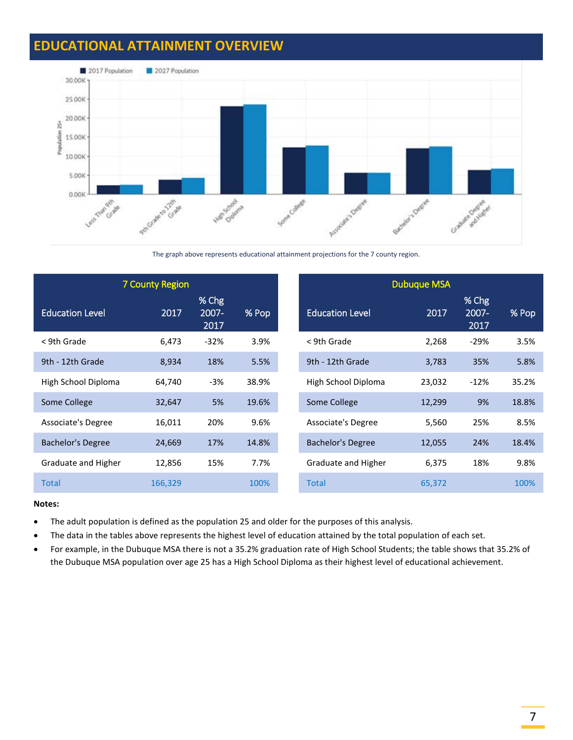# EDUCATIONAL ATTAINMENT OVERVIEW

The graph above represents educational attainment projections for the 7 county region.

| 7 County Region | | | |
|---|---|---|---|
| Education Level | 2017 | % Chg 2007-2017 | % Pop |
| < 9th Grade | 6,473 | -32% | 3.9% |
| 9th - 12th Grade | 8,934 | 18% | 5.5% |
| High School Diploma | 64,740 | -3% | 38.9% |
| Some College | 32,647 | 5% | 19.6% |
| Associate's Degree | 16,011 | 20% | 9.6% |
| Bachelor's Degree | 24,669 | 17% | 14.8% |
| Graduate and Higher | 12,856 | 15% | 7.7% |
| Total | 166,329 | | 100% |

| Dubuque MSA | | | |
|---|---|---|---|
| Education Level | 2017 | % Chg 2007-2017 | % Pop |
| < 9th Grade | 2,268 | -29% | 3.5% |
| 9th - 12th Grade | 3,783 | 35% | 5.8% |
| High School Diploma | 23,032 | -12% | 35.2% |
| Some College | 12,299 | 9% | 18.8% |
| Associate's Degree | 5,560 | 25% | 8.5% |
| Bachelor's Degree | 12,055 | 24% | 18.4% |
| Graduate and Higher | 6,375 | 18% | 9.8% |
| Total | 65,372 | | 100% |

**Notes:**

- The adult population is defined as the population 25 and older for the purposes of this analysis.
- The data in the tables above represents the highest level of education attained by the total population of each set.
- For example, in the Dubuque MSA there is not a 35.2% graduation rate of High School Students; the table shows that 35.2% of the Dubuque MSA population over age 25 has a High School Diploma as their highest level of educational achievement.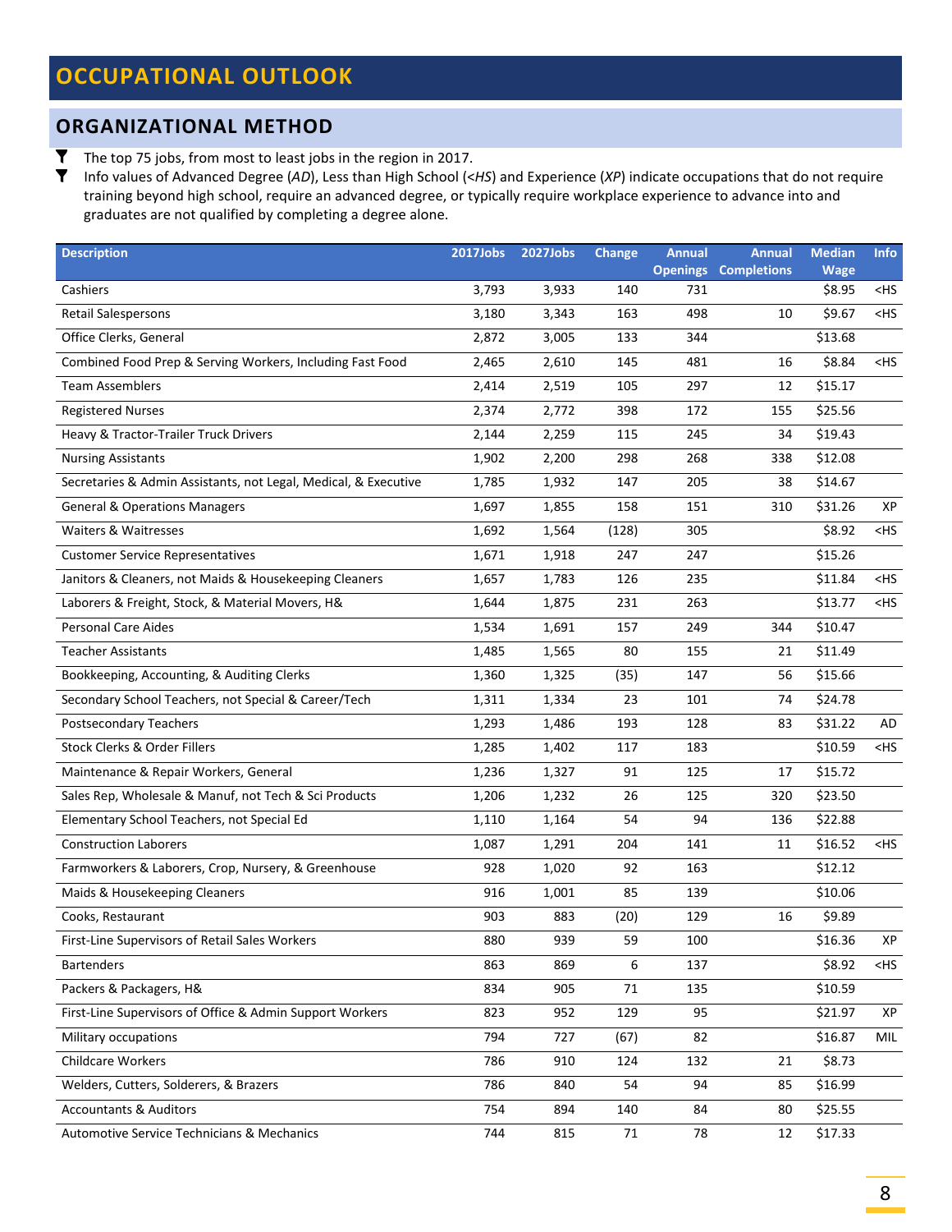# OCCUPATIONAL OUTLOOK

## ORGANIZATIONAL METHOD

- The top 75 jobs, from most to least jobs in the region in 2017.
- Info values of Advanced Degree (*AD*), Less than High School (*<HS*) and Experience (*XP*) indicate occupations that do not require training beyond high school, require an advanced degree, or typically require workplace experience to advance into and graduates are not qualified by completing a degree alone.

| Description | 2017Jobs | 2027Jobs | Change | Annual Openings | Annual Completions | Median Wage | Info |
|---|---|---|---|---|---|---|---|
| Cashiers | 3,793 | 3,933 | 140 | 731 | | $8.95 | <HS |
| Retail Salespersons | 3,180 | 3,343 | 163 | 498 | 10 | $9.67 | <HS |
| Office Clerks, General | 2,872 | 3,005 | 133 | 344 | | $13.68 | |
| Combined Food Prep & Serving Workers, Including Fast Food | 2,465 | 2,610 | 145 | 481 | 16 | $8.84 | <HS |
| Team Assemblers | 2,414 | 2,519 | 105 | 297 | 12 | $15.17 | |
| Registered Nurses | 2,374 | 2,772 | 398 | 172 | 155 | $25.56 | |
| Heavy & Tractor-Trailer Truck Drivers | 2,144 | 2,259 | 115 | 245 | 34 | $19.43 | |
| Nursing Assistants | 1,902 | 2,200 | 298 | 268 | 338 | $12.08 | |
| Secretaries & Admin Assistants, not Legal, Medical, & Executive | 1,785 | 1,932 | 147 | 205 | 38 | $14.67 | |
| General & Operations Managers | 1,697 | 1,855 | 158 | 151 | 310 | $31.26 | XP |
| Waiters & Waitresses | 1,692 | 1,564 | (128) | 305 | | $8.92 | <HS |
| Customer Service Representatives | 1,671 | 1,918 | 247 | 247 | | $15.26 | |
| Janitors & Cleaners, not Maids & Housekeeping Cleaners | 1,657 | 1,783 | 126 | 235 | | $11.84 | <HS |
| Laborers & Freight, Stock, & Material Movers, H& | 1,644 | 1,875 | 231 | 263 | | $13.77 | <HS |
| Personal Care Aides | 1,534 | 1,691 | 157 | 249 | 344 | $10.47 | |
| Teacher Assistants | 1,485 | 1,565 | 80 | 155 | 21 | $11.49 | |
| Bookkeeping, Accounting, & Auditing Clerks | 1,360 | 1,325 | (35) | 147 | 56 | $15.66 | |
| Secondary School Teachers, not Special & Career/Tech | 1,311 | 1,334 | 23 | 101 | 74 | $24.78 | |
| Postsecondary Teachers | 1,293 | 1,486 | 193 | 128 | 83 | $31.22 | AD |
| Stock Clerks & Order Fillers | 1,285 | 1,402 | 117 | 183 | | $10.59 | <HS |
| Maintenance & Repair Workers, General | 1,236 | 1,327 | 91 | 125 | 17 | $15.72 | |
| Sales Rep, Wholesale & Manuf, not Tech & Sci Products | 1,206 | 1,232 | 26 | 125 | 320 | $23.50 | |
| Elementary School Teachers, not Special Ed | 1,110 | 1,164 | 54 | 94 | 136 | $22.88 | |
| Construction Laborers | 1,087 | 1,291 | 204 | 141 | 11 | $16.52 | <HS |
| Farmworkers & Laborers, Crop, Nursery, & Greenhouse | 928 | 1,020 | 92 | 163 | | $12.12 | |
| Maids & Housekeeping Cleaners | 916 | 1,001 | 85 | 139 | | $10.06 | |
| Cooks, Restaurant | 903 | 883 | (20) | 129 | 16 | $9.89 | |
| First-Line Supervisors of Retail Sales Workers | 880 | 939 | 59 | 100 | | $16.36 | XP |
| Bartenders | 863 | 869 | 6 | 137 | | $8.92 | <HS |
| Packers & Packagers, H& | 834 | 905 | 71 | 135 | | $10.59 | |
| First-Line Supervisors of Office & Admin Support Workers | 823 | 952 | 129 | 95 | | $21.97 | XP |
| Military occupations | 794 | 727 | (67) | 82 | | $16.87 | MIL |
| Childcare Workers | 786 | 910 | 124 | 132 | 21 | $8.73 | |
| Welders, Cutters, Solderers, & Brazers | 786 | 840 | 54 | 94 | 85 | $16.99 | |
| Accountants & Auditors | 754 | 894 | 140 | 84 | 80 | $25.55 | |
| Automotive Service Technicians & Mechanics | 744 | 815 | 71 | 78 | 12 | $17.33 | |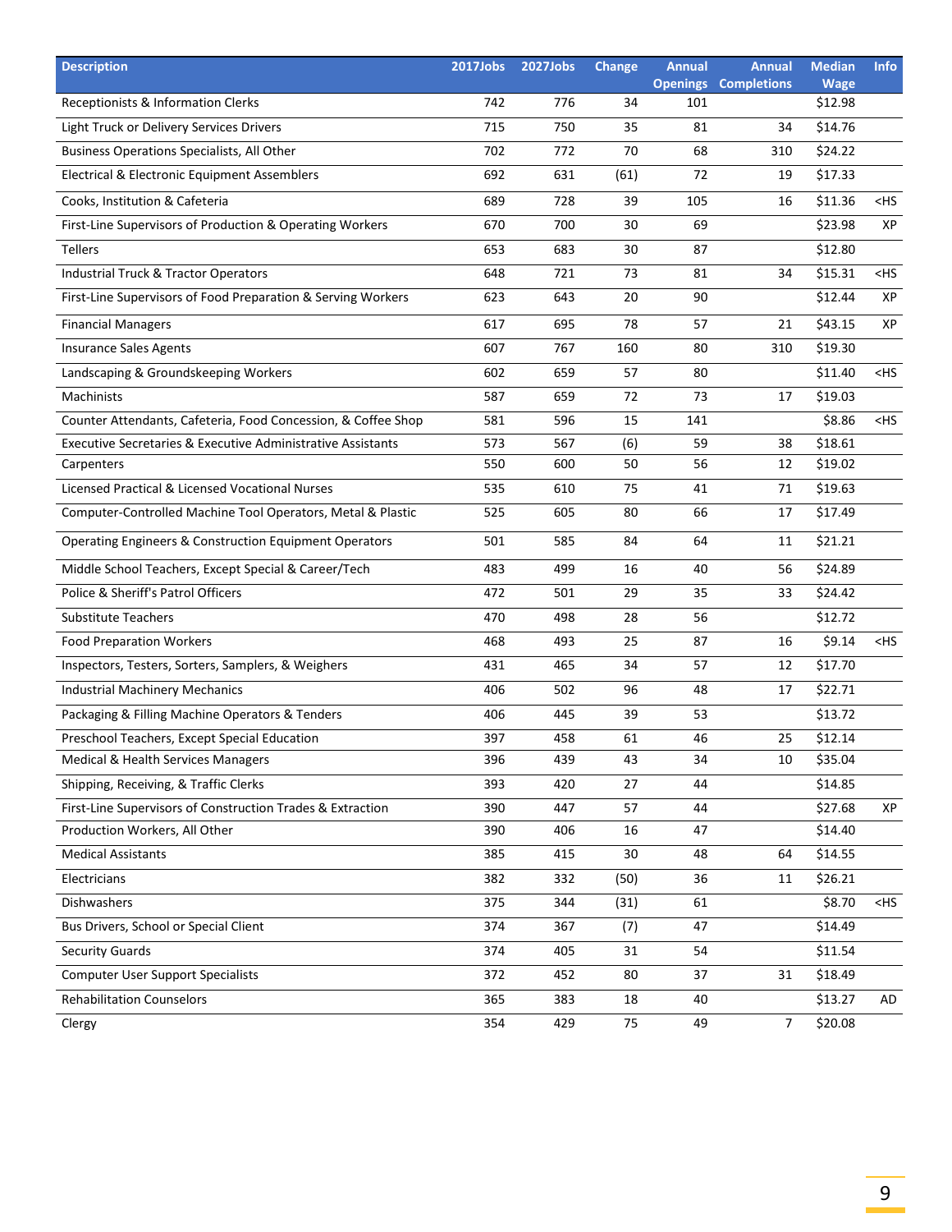| Description | 2017Jobs | 2027Jobs | Change | Annual Openings | Annual Completions | Median Wage | Info |
|---|---|---|---|---|---|---|---|
| Receptionists & Information Clerks | 742 | 776 | 34 | 101 | | $12.98 | |
| Light Truck or Delivery Services Drivers | 715 | 750 | 35 | 81 | 34 | $14.76 | |
| Business Operations Specialists, All Other | 702 | 772 | 70 | 68 | 310 | $24.22 | |
| Electrical & Electronic Equipment Assemblers | 692 | 631 | (61) | 72 | 19 | $17.33 | |
| Cooks, Institution & Cafeteria | 689 | 728 | 39 | 105 | 16 | $11.36 | <HS |
| First-Line Supervisors of Production & Operating Workers | 670 | 700 | 30 | 69 | | $23.98 | XP |
| Tellers | 653 | 683 | 30 | 87 | | $12.80 | |
| Industrial Truck & Tractor Operators | 648 | 721 | 73 | 81 | 34 | $15.31 | <HS |
| First-Line Supervisors of Food Preparation & Serving Workers | 623 | 643 | 20 | 90 | | $12.44 | XP |
| Financial Managers | 617 | 695 | 78 | 57 | 21 | $43.15 | XP |
| Insurance Sales Agents | 607 | 767 | 160 | 80 | 310 | $19.30 | |
| Landscaping & Groundskeeping Workers | 602 | 659 | 57 | 80 | | $11.40 | <HS |
| Machinists | 587 | 659 | 72 | 73 | 17 | $19.03 | |
| Counter Attendants, Cafeteria, Food Concession, & Coffee Shop | 581 | 596 | 15 | 141 | | $8.86 | <HS |
| Executive Secretaries & Executive Administrative Assistants | 573 | 567 | (6) | 59 | 38 | $18.61 | |
| Carpenters | 550 | 600 | 50 | 56 | 12 | $19.02 | |
| Licensed Practical & Licensed Vocational Nurses | 535 | 610 | 75 | 41 | 71 | $19.63 | |
| Computer-Controlled Machine Tool Operators, Metal & Plastic | 525 | 605 | 80 | 66 | 17 | $17.49 | |
| Operating Engineers & Construction Equipment Operators | 501 | 585 | 84 | 64 | 11 | $21.21 | |
| Middle School Teachers, Except Special & Career/Tech | 483 | 499 | 16 | 40 | 56 | $24.89 | |
| Police & Sheriff's Patrol Officers | 472 | 501 | 29 | 35 | 33 | $24.42 | |
| Substitute Teachers | 470 | 498 | 28 | 56 | | $12.72 | |
| Food Preparation Workers | 468 | 493 | 25 | 87 | 16 | $9.14 | <HS |
| Inspectors, Testers, Sorters, Samplers, & Weighers | 431 | 465 | 34 | 57 | 12 | $17.70 | |
| Industrial Machinery Mechanics | 406 | 502 | 96 | 48 | 17 | $22.71 | |
| Packaging & Filling Machine Operators & Tenders | 406 | 445 | 39 | 53 | | $13.72 | |
| Preschool Teachers, Except Special Education | 397 | 458 | 61 | 46 | 25 | $12.14 | |
| Medical & Health Services Managers | 396 | 439 | 43 | 34 | 10 | $35.04 | |
| Shipping, Receiving, & Traffic Clerks | 393 | 420 | 27 | 44 | | $14.85 | |
| First-Line Supervisors of Construction Trades & Extraction | 390 | 447 | 57 | 44 | | $27.68 | XP |
| Production Workers, All Other | 390 | 406 | 16 | 47 | | $14.40 | |
| Medical Assistants | 385 | 415 | 30 | 48 | 64 | $14.55 | |
| Electricians | 382 | 332 | (50) | 36 | 11 | $26.21 | |
| Dishwashers | 375 | 344 | (31) | 61 | | $8.70 | <HS |
| Bus Drivers, School or Special Client | 374 | 367 | (7) | 47 | | $14.49 | |
| Security Guards | 374 | 405 | 31 | 54 | | $11.54 | |
| Computer User Support Specialists | 372 | 452 | 80 | 37 | 31 | $18.49 | |
| Rehabilitation Counselors | 365 | 383 | 18 | 40 | | $13.27 | AD |
| Clergy | 354 | 429 | 75 | 49 | 7 | $20.08 | |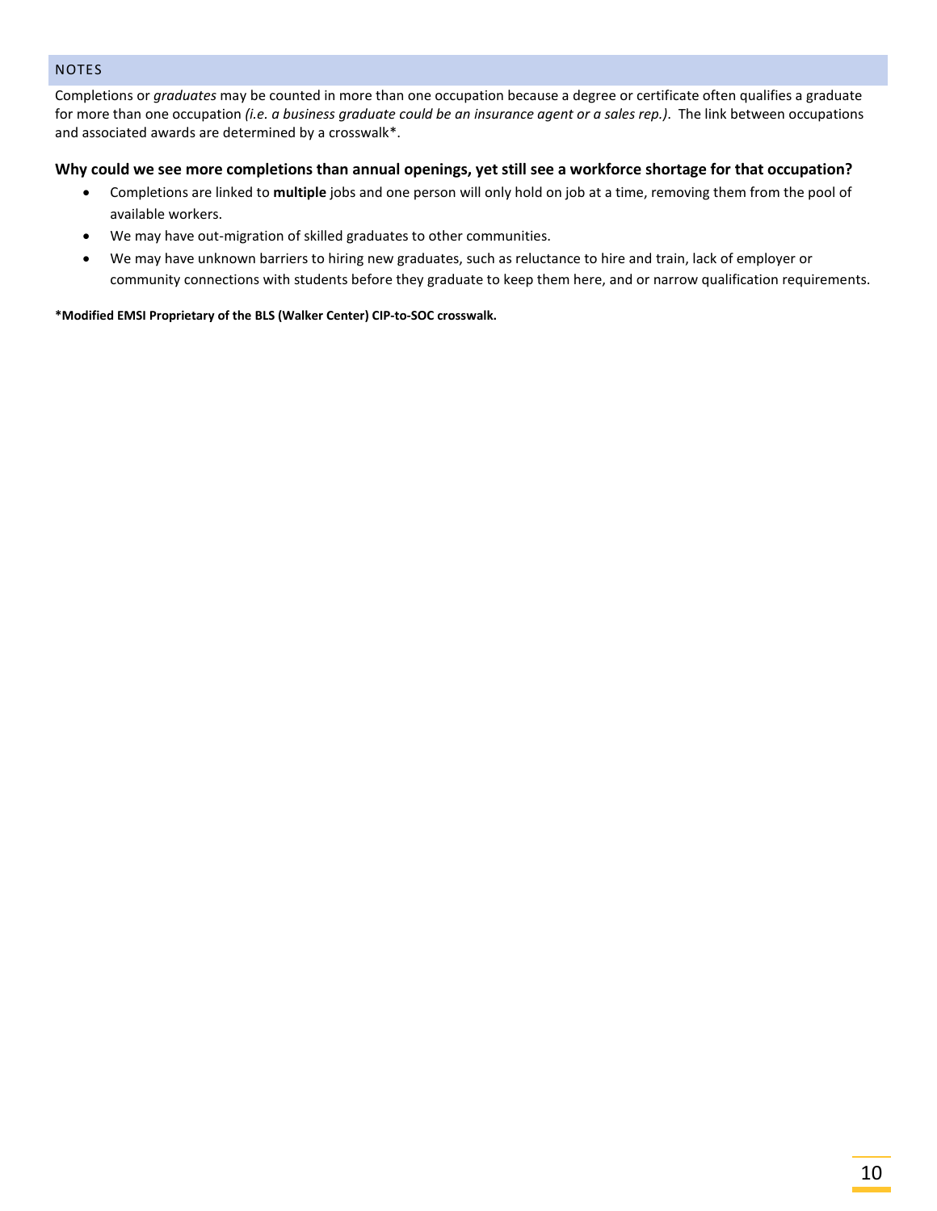## NOTES

Completions or *graduates* may be counted in more than one occupation because a degree or certificate often qualifies a graduate for more than one occupation *(i.e. a business graduate could be an insurance agent or a sales rep.)*. The link between occupations and associated awards are determined by a crosswalk*.

### Why could we see more completions than annual openings, yet still see a workforce shortage for that occupation?

- Completions are linked to **multiple** jobs and one person will only hold on job at a time, removing them from the pool of available workers.
- We may have out-migration of skilled graduates to other communities.
- We may have unknown barriers to hiring new graduates, such as reluctance to hire and train, lack of employer or community connections with students before they graduate to keep them here, and or narrow qualification requirements.

**\*Modified EMSI Proprietary of the BLS (Walker Center) CIP-to-SOC crosswalk.**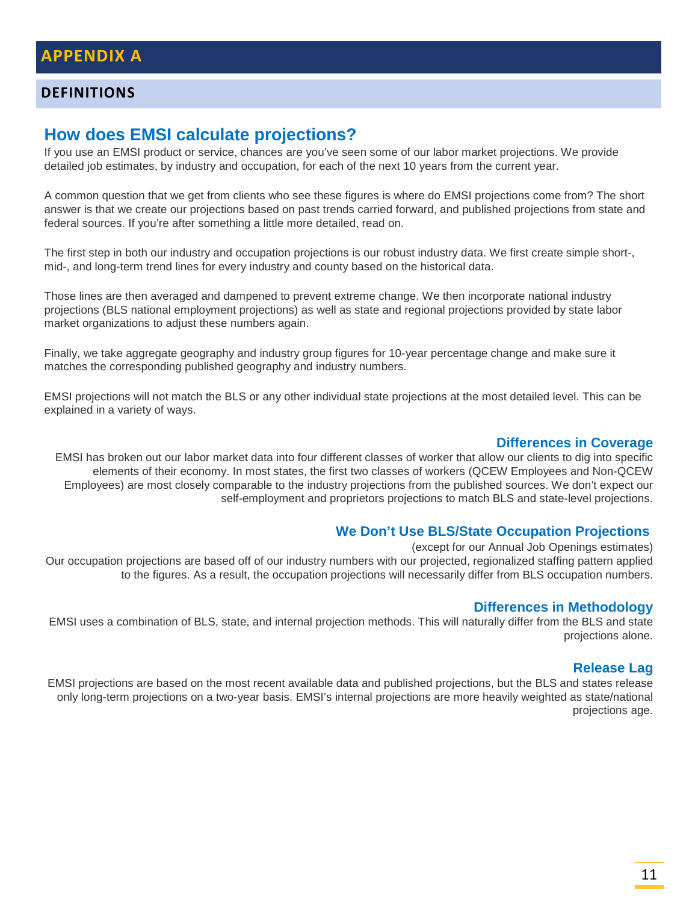# APPENDIX A

## DEFINITIONS

### How does EMSI calculate projections?

If you use an EMSI product or service, chances are you've seen some of our labor market projections. We provide detailed job estimates, by industry and occupation, for each of the next 10 years from the current year.

A common question that we get from clients who see these figures is where do EMSI projections come from? The short answer is that we create our projections based on past trends carried forward, and published projections from state and federal sources. If you're after something a little more detailed, read on.

The first step in both our industry and occupation projections is our robust industry data. We first create simple short-, mid-, and long-term trend lines for every industry and county based on the historical data.

Those lines are then averaged and dampened to prevent extreme change. We then incorporate national industry projections (BLS national employment projections) as well as state and regional projections provided by state labor market organizations to adjust these numbers again.

Finally, we take aggregate geography and industry group figures for 10-year percentage change and make sure it matches the corresponding published geography and industry numbers.

EMSI projections will not match the BLS or any other individual state projections at the most detailed level. This can be explained in a variety of ways.

#### Differences in Coverage

EMSI has broken out our labor market data into four different classes of worker that allow our clients to dig into specific elements of their economy. In most states, the first two classes of workers (QCEW Employees and Non-QCEW Employees) are most closely comparable to the industry projections from the published sources. We don't expect our self-employment and proprietors projections to match BLS and state-level projections.

#### We Don't Use BLS/State Occupation Projections

(except for our Annual Job Openings estimates)

Our occupation projections are based off of our industry numbers with our projected, regionalized staffing pattern applied to the figures. As a result, the occupation projections will necessarily differ from BLS occupation numbers.

#### Differences in Methodology

EMSI uses a combination of BLS, state, and internal projection methods. This will naturally differ from the BLS and state projections alone.

#### Release Lag

EMSI projections are based on the most recent available data and published projections, but the BLS and states release only long-term projections on a two-year basis. EMSI's internal projections are more heavily weighted as state/national projections age.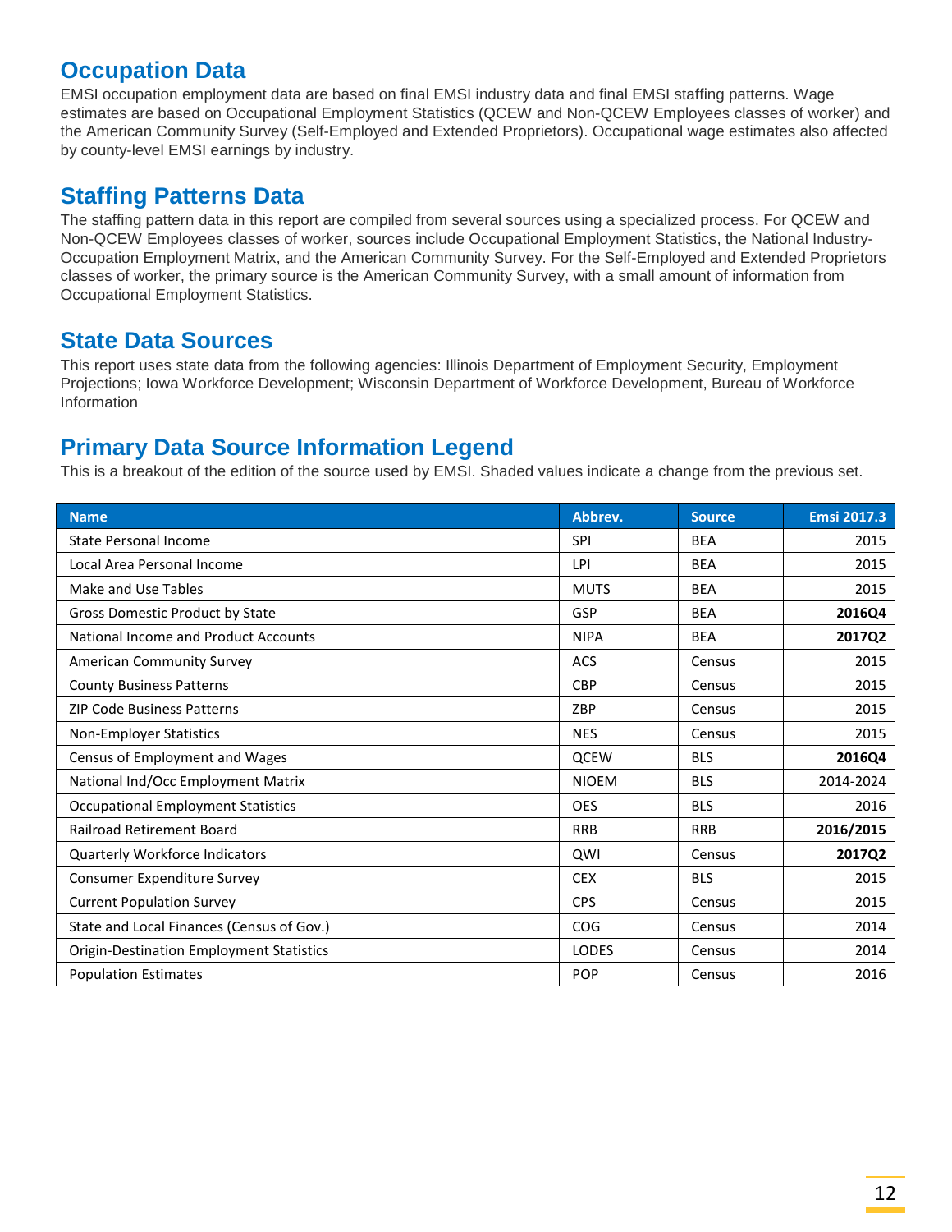## Occupation Data

EMSI occupation employment data are based on final EMSI industry data and final EMSI staffing patterns. Wage estimates are based on Occupational Employment Statistics (QCEW and Non-QCEW Employees classes of worker) and the American Community Survey (Self-Employed and Extended Proprietors). Occupational wage estimates also affected by county-level EMSI earnings by industry.

## Staffing Patterns Data

The staffing pattern data in this report are compiled from several sources using a specialized process. For QCEW and Non-QCEW Employees classes of worker, sources include Occupational Employment Statistics, the National Industry-Occupation Employment Matrix, and the American Community Survey. For the Self-Employed and Extended Proprietors classes of worker, the primary source is the American Community Survey, with a small amount of information from Occupational Employment Statistics.

## State Data Sources

This report uses state data from the following agencies: Illinois Department of Employment Security, Employment Projections; Iowa Workforce Development; Wisconsin Department of Workforce Development, Bureau of Workforce Information

## Primary Data Source Information Legend

This is a breakout of the edition of the source used by EMSI. Shaded values indicate a change from the previous set.

| Name | Abbrev. | Source | Emsi 2017.3 |
|---|---|---|---|
| State Personal Income | SPI | BEA | 2015 |
| Local Area Personal Income | LPI | BEA | 2015 |
| Make and Use Tables | MUTS | BEA | 2015 |
| Gross Domestic Product by State | GSP | BEA | **2016Q4** |
| National Income and Product Accounts | NIPA | BEA | **2017Q2** |
| American Community Survey | ACS | Census | 2015 |
| County Business Patterns | CBP | Census | 2015 |
| ZIP Code Business Patterns | ZBP | Census | 2015 |
| Non-Employer Statistics | NES | Census | 2015 |
| Census of Employment and Wages | QCEW | BLS | **2016Q4** |
| National Ind/Occ Employment Matrix | NIOEM | BLS | 2014-2024 |
| Occupational Employment Statistics | OES | BLS | 2016 |
| Railroad Retirement Board | RRB | RRB | **2016/2015** |
| Quarterly Workforce Indicators | QWI | Census | **2017Q2** |
| Consumer Expenditure Survey | CEX | BLS | 2015 |
| Current Population Survey | CPS | Census | 2015 |
| State and Local Finances (Census of Gov.) | COG | Census | 2014 |
| Origin-Destination Employment Statistics | LODES | Census | 2014 |
| Population Estimates | POP | Census | 2016 |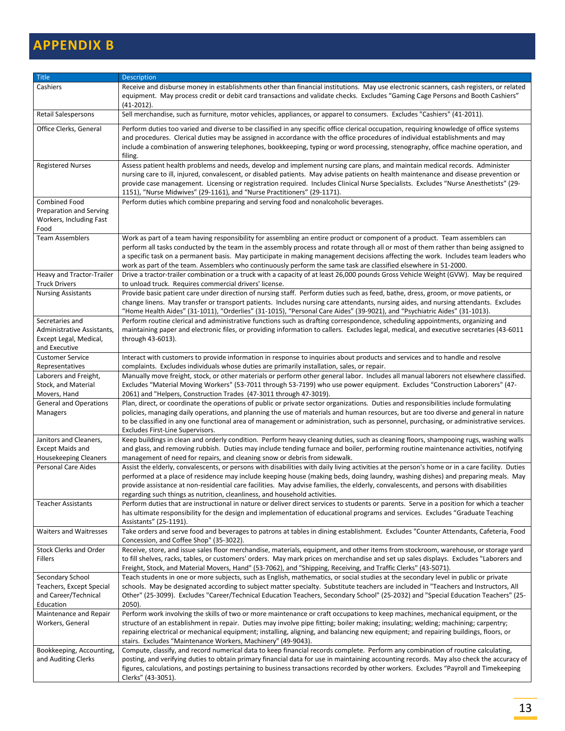# APPENDIX B

| Title | Description |
|---|---|
| Cashiers | Receive and disburse money in establishments other than financial institutions. May use electronic scanners, cash registers, or related equipment. May process credit or debit card transactions and validate checks. Excludes “Gaming Cage Persons and Booth Cashiers” (41-2012). |
| Retail Salespersons | Sell merchandise, such as furniture, motor vehicles, appliances, or apparel to consumers. Excludes "Cashiers" (41-2011). |
| Office Clerks, General | Perform duties too varied and diverse to be classified in any specific office clerical occupation, requiring knowledge of office systems and procedures. Clerical duties may be assigned in accordance with the office procedures of individual establishments and may include a combination of answering telephones, bookkeeping, typing or word processing, stenography, office machine operation, and filing. |
| Registered Nurses | Assess patient health problems and needs, develop and implement nursing care plans, and maintain medical records. Administer nursing care to ill, injured, convalescent, or disabled patients. May advise patients on health maintenance and disease prevention or provide case management. Licensing or registration required. Includes Clinical Nurse Specialists. Excludes “Nurse Anesthetists” (29-1151), “Nurse Midwives” (29-1161), and “Nurse Practitioners” (29-1171). |
| Combined Food Preparation and Serving Workers, Including Fast Food | Perform duties which combine preparing and serving food and nonalcoholic beverages. |
| Team Assemblers | Work as part of a team having responsibility for assembling an entire product or component of a product. Team assemblers can perform all tasks conducted by the team in the assembly process and rotate through all or most of them rather than being assigned to a specific task on a permanent basis. May participate in making management decisions affecting the work. Includes team leaders who work as part of the team. Assemblers who continuously perform the same task are classified elsewhere in 51-2000. |
| Heavy and Tractor-Trailer Truck Drivers | Drive a tractor-trailer combination or a truck with a capacity of at least 26,000 pounds Gross Vehicle Weight (GVW). May be required to unload truck. Requires commercial drivers' license. |
| Nursing Assistants | Provide basic patient care under direction of nursing staff. Perform duties such as feed, bathe, dress, groom, or move patients, or change linens. May transfer or transport patients. Includes nursing care attendants, nursing aides, and nursing attendants. Excludes “Home Health Aides” (31-1011), “Orderlies” (31-1015), “Personal Care Aides” (39-9021), and “Psychiatric Aides” (31-1013). |
| Secretaries and Administrative Assistants, Except Legal, Medical, and Executive | Perform routine clerical and administrative functions such as drafting correspondence, scheduling appointments, organizing and maintaining paper and electronic files, or providing information to callers. Excludes legal, medical, and executive secretaries (43-6011 through 43-6013). |
| Customer Service Representatives | Interact with customers to provide information in response to inquiries about products and services and to handle and resolve complaints. Excludes individuals whose duties are primarily installation, sales, or repair. |
| Laborers and Freight, Stock, and Material Movers, Hand | Manually move freight, stock, or other materials or perform other general labor. Includes all manual laborers not elsewhere classified. Excludes “Material Moving Workers” (53-7011 through 53-7199) who use power equipment. Excludes “Construction Laborers” (47-2061) and "Helpers, Construction Trades (47-3011 through 47-3019). |
| General and Operations Managers | Plan, direct, or coordinate the operations of public or private sector organizations. Duties and responsibilities include formulating policies, managing daily operations, and planning the use of materials and human resources, but are too diverse and general in nature to be classified in any one functional area of management or administration, such as personnel, purchasing, or administrative services. Excludes First-Line Supervisors. |
| Janitors and Cleaners, Except Maids and Housekeeping Cleaners | Keep buildings in clean and orderly condition. Perform heavy cleaning duties, such as cleaning floors, shampooing rugs, washing walls and glass, and removing rubbish. Duties may include tending furnace and boiler, performing routine maintenance activities, notifying management of need for repairs, and cleaning snow or debris from sidewalk. |
| Personal Care Aides | Assist the elderly, convalescents, or persons with disabilities with daily living activities at the person's home or in a care facility. Duties performed at a place of residence may include keeping house (making beds, doing laundry, washing dishes) and preparing meals. May provide assistance at non-residential care facilities. May advise families, the elderly, convalescents, and persons with disabilities regarding such things as nutrition, cleanliness, and household activities. |
| Teacher Assistants | Perform duties that are instructional in nature or deliver direct services to students or parents. Serve in a position for which a teacher has ultimate responsibility for the design and implementation of educational programs and services. Excludes “Graduate Teaching Assistants” (25-1191). |
| Waiters and Waitresses | Take orders and serve food and beverages to patrons at tables in dining establishment. Excludes "Counter Attendants, Cafeteria, Food Concession, and Coffee Shop" (35-3022). |
| Stock Clerks and Order Fillers | Receive, store, and issue sales floor merchandise, materials, equipment, and other items from stockroom, warehouse, or storage yard to fill shelves, racks, tables, or customers' orders. May mark prices on merchandise and set up sales displays. Excludes "Laborers and Freight, Stock, and Material Movers, Hand" (53-7062), and "Shipping, Receiving, and Traffic Clerks" (43-5071). |
| Secondary School Teachers, Except Special and Career/Technical Education | Teach students in one or more subjects, such as English, mathematics, or social studies at the secondary level in public or private schools. May be designated according to subject matter specialty. Substitute teachers are included in "Teachers and Instructors, All Other" (25-3099). Excludes "Career/Technical Education Teachers, Secondary School" (25-2032) and "Special Education Teachers" (25-2050). |
| Maintenance and Repair Workers, General | Perform work involving the skills of two or more maintenance or craft occupations to keep machines, mechanical equipment, or the structure of an establishment in repair. Duties may involve pipe fitting; boiler making; insulating; welding; machining; carpentry; repairing electrical or mechanical equipment; installing, aligning, and balancing new equipment; and repairing buildings, floors, or stairs. Excludes “Maintenance Workers, Machinery” (49-9043). |
| Bookkeeping, Accounting, and Auditing Clerks | Compute, classify, and record numerical data to keep financial records complete. Perform any combination of routine calculating, posting, and verifying duties to obtain primary financial data for use in maintaining accounting records. May also check the accuracy of figures, calculations, and postings pertaining to business transactions recorded by other workers. Excludes “Payroll and Timekeeping Clerks” (43-3051). |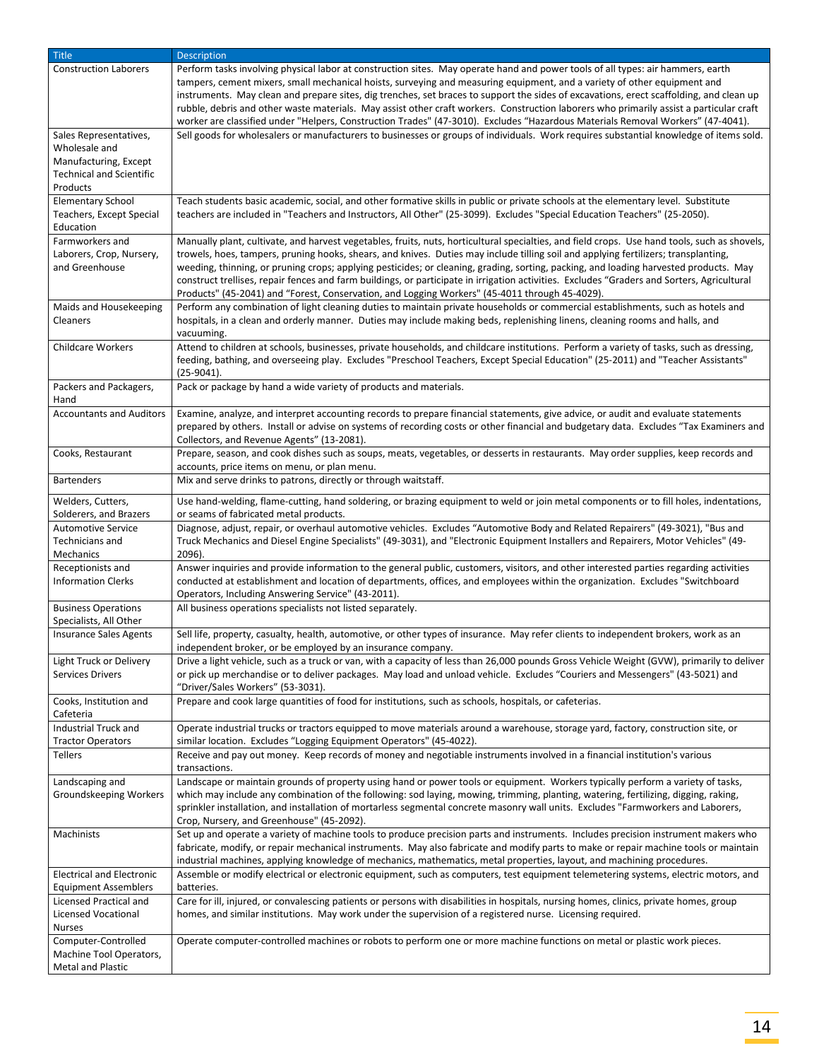| Title | Description |
|---|---|
| Construction Laborers | Perform tasks involving physical labor at construction sites. May operate hand and power tools of all types: air hammers, earth tampers, cement mixers, small mechanical hoists, surveying and measuring equipment, and a variety of other equipment and instruments. May clean and prepare sites, dig trenches, set braces to support the sides of excavations, erect scaffolding, and clean up rubble, debris and other waste materials. May assist other craft workers. Construction laborers who primarily assist a particular craft worker are classified under "Helpers, Construction Trades" (47-3010). Excludes "Hazardous Materials Removal Workers" (47-4041). |
| Sales Representatives, Wholesale and Manufacturing, Except Technical and Scientific Products | Sell goods for wholesalers or manufacturers to businesses or groups of individuals. Work requires substantial knowledge of items sold. |
| Elementary School Teachers, Except Special Education | Teach students basic academic, social, and other formative skills in public or private schools at the elementary level. Substitute teachers are included in "Teachers and Instructors, All Other" (25-3099). Excludes "Special Education Teachers" (25-2050). |
| Farmworkers and Laborers, Crop, Nursery, and Greenhouse | Manually plant, cultivate, and harvest vegetables, fruits, nuts, horticultural specialties, and field crops. Use hand tools, such as shovels, trowels, hoes, tampers, pruning hooks, shears, and knives. Duties may include tilling soil and applying fertilizers; transplanting, weeding, thinning, or pruning crops; applying pesticides; or cleaning, grading, sorting, packing, and loading harvested products. May construct trellises, repair fences and farm buildings, or participate in irrigation activities. Excludes "Graders and Sorters, Agricultural Products" (45-2041) and "Forest, Conservation, and Logging Workers" (45-4011 through 45-4029). |
| Maids and Housekeeping Cleaners | Perform any combination of light cleaning duties to maintain private households or commercial establishments, such as hotels and hospitals, in a clean and orderly manner. Duties may include making beds, replenishing linens, cleaning rooms and halls, and vacuuming. |
| Childcare Workers | Attend to children at schools, businesses, private households, and childcare institutions. Perform a variety of tasks, such as dressing, feeding, bathing, and overseeing play. Excludes "Preschool Teachers, Except Special Education" (25-2011) and "Teacher Assistants" (25-9041). |
| Packers and Packagers, Hand | Pack or package by hand a wide variety of products and materials. |
| Accountants and Auditors | Examine, analyze, and interpret accounting records to prepare financial statements, give advice, or audit and evaluate statements prepared by others. Install or advise on systems of recording costs or other financial and budgetary data. Excludes "Tax Examiners and Collectors, and Revenue Agents" (13-2081). |
| Cooks, Restaurant | Prepare, season, and cook dishes such as soups, meats, vegetables, or desserts in restaurants. May order supplies, keep records and accounts, price items on menu, or plan menu. |
| Bartenders | Mix and serve drinks to patrons, directly or through waitstaff. |
| Welders, Cutters, Solderers, and Brazers | Use hand-welding, flame-cutting, hand soldering, or brazing equipment to weld or join metal components or to fill holes, indentations, or seams of fabricated metal products. |
| Automotive Service Technicians and Mechanics | Diagnose, adjust, repair, or overhaul automotive vehicles. Excludes "Automotive Body and Related Repairers" (49-3021), "Bus and Truck Mechanics and Diesel Engine Specialists" (49-3031), and "Electronic Equipment Installers and Repairers, Motor Vehicles" (49-2096). |
| Receptionists and Information Clerks | Answer inquiries and provide information to the general public, customers, visitors, and other interested parties regarding activities conducted at establishment and location of departments, offices, and employees within the organization. Excludes "Switchboard Operators, Including Answering Service" (43-2011). |
| Business Operations Specialists, All Other | All business operations specialists not listed separately. |
| Insurance Sales Agents | Sell life, property, casualty, health, automotive, or other types of insurance. May refer clients to independent brokers, work as an independent broker, or be employed by an insurance company. |
| Light Truck or Delivery Services Drivers | Drive a light vehicle, such as a truck or van, with a capacity of less than 26,000 pounds Gross Vehicle Weight (GVW), primarily to deliver or pick up merchandise or to deliver packages. May load and unload vehicle. Excludes "Couriers and Messengers" (43-5021) and "Driver/Sales Workers" (53-3031). |
| Cooks, Institution and Cafeteria | Prepare and cook large quantities of food for institutions, such as schools, hospitals, or cafeterias. |
| Industrial Truck and Tractor Operators | Operate industrial trucks or tractors equipped to move materials around a warehouse, storage yard, factory, construction site, or similar location. Excludes "Logging Equipment Operators" (45-4022). |
| Tellers | Receive and pay out money. Keep records of money and negotiable instruments involved in a financial institution's various transactions. |
| Landscaping and Groundskeeping Workers | Landscape or maintain grounds of property using hand or power tools or equipment. Workers typically perform a variety of tasks, which may include any combination of the following: sod laying, mowing, trimming, planting, watering, fertilizing, digging, raking, sprinkler installation, and installation of mortarless segmental concrete masonry wall units. Excludes "Farmworkers and Laborers, Crop, Nursery, and Greenhouse" (45-2092). |
| Machinists | Set up and operate a variety of machine tools to produce precision parts and instruments. Includes precision instrument makers who fabricate, modify, or repair mechanical instruments. May also fabricate and modify parts to make or repair machine tools or maintain industrial machines, applying knowledge of mechanics, mathematics, metal properties, layout, and machining procedures. |
| Electrical and Electronic Equipment Assemblers | Assemble or modify electrical or electronic equipment, such as computers, test equipment telemetering systems, electric motors, and batteries. |
| Licensed Practical and Licensed Vocational Nurses | Care for ill, injured, or convalescing patients or persons with disabilities in hospitals, nursing homes, clinics, private homes, group homes, and similar institutions. May work under the supervision of a registered nurse. Licensing required. |
| Computer-Controlled Machine Tool Operators, Metal and Plastic | Operate computer-controlled machines or robots to perform one or more machine functions on metal or plastic work pieces. |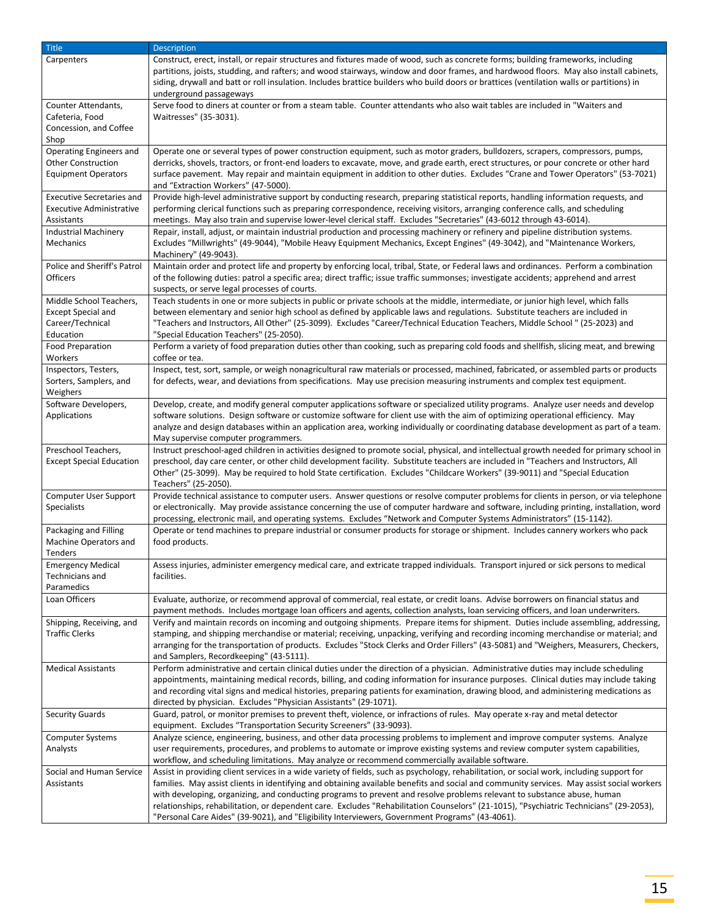| Title | Description |
| --- | --- |
| Carpenters | Construct, erect, install, or repair structures and fixtures made of wood, such as concrete forms; building frameworks, including partitions, joists, studding, and rafters; and wood stairways, window and door frames, and hardwood floors. May also install cabinets, siding, drywall and batt or roll insulation. Includes brattice builders who build doors or brattices (ventilation walls or partitions) in underground passageways |
| Counter Attendants, Cafeteria, Food Concession, and Coffee Shop | Serve food to diners at counter or from a steam table. Counter attendants who also wait tables are included in "Waiters and Waitresses" (35-3031). |
| Operating Engineers and Other Construction Equipment Operators | Operate one or several types of power construction equipment, such as motor graders, bulldozers, scrapers, compressors, pumps, derricks, shovels, tractors, or front-end loaders to excavate, move, and grade earth, erect structures, or pour concrete or other hard surface pavement. May repair and maintain equipment in addition to other duties. Excludes "Crane and Tower Operators" (53-7021) and "Extraction Workers" (47-5000). |
| Executive Secretaries and Executive Administrative Assistants | Provide high-level administrative support by conducting research, preparing statistical reports, handling information requests, and performing clerical functions such as preparing correspondence, receiving visitors, arranging conference calls, and scheduling meetings. May also train and supervise lower-level clerical staff. Excludes "Secretaries" (43-6012 through 43-6014). |
| Industrial Machinery Mechanics | Repair, install, adjust, or maintain industrial production and processing machinery or refinery and pipeline distribution systems. Excludes "Millwrights" (49-9044), "Mobile Heavy Equipment Mechanics, Except Engines" (49-3042), and "Maintenance Workers, Machinery" (49-9043). |
| Police and Sheriff's Patrol Officers | Maintain order and protect life and property by enforcing local, tribal, State, or Federal laws and ordinances. Perform a combination of the following duties: patrol a specific area; direct traffic; issue traffic summonses; investigate accidents; apprehend and arrest suspects, or serve legal processes of courts. |
| Middle School Teachers, Except Special and Career/Technical Education | Teach students in one or more subjects in public or private schools at the middle, intermediate, or junior high level, which falls between elementary and senior high school as defined by applicable laws and regulations. Substitute teachers are included in "Teachers and Instructors, All Other" (25-3099). Excludes "Career/Technical Education Teachers, Middle School " (25-2023) and "Special Education Teachers" (25-2050). |
| Food Preparation Workers | Perform a variety of food preparation duties other than cooking, such as preparing cold foods and shellfish, slicing meat, and brewing coffee or tea. |
| Inspectors, Testers, Sorters, Samplers, and Weighers | Inspect, test, sort, sample, or weigh nonagricultural raw materials or processed, machined, fabricated, or assembled parts or products for defects, wear, and deviations from specifications. May use precision measuring instruments and complex test equipment. |
| Software Developers, Applications | Develop, create, and modify general computer applications software or specialized utility programs. Analyze user needs and develop software solutions. Design software or customize software for client use with the aim of optimizing operational efficiency. May analyze and design databases within an application area, working individually or coordinating database development as part of a team. May supervise computer programmers. |
| Preschool Teachers, Except Special Education | Instruct preschool-aged children in activities designed to promote social, physical, and intellectual growth needed for primary school in preschool, day care center, or other child development facility. Substitute teachers are included in "Teachers and Instructors, All Other" (25-3099). May be required to hold State certification. Excludes "Childcare Workers" (39-9011) and "Special Education Teachers" (25-2050). |
| Computer User Support Specialists | Provide technical assistance to computer users. Answer questions or resolve computer problems for clients in person, or via telephone or electronically. May provide assistance concerning the use of computer hardware and software, including printing, installation, word processing, electronic mail, and operating systems. Excludes "Network and Computer Systems Administrators" (15-1142). |
| Packaging and Filling Machine Operators and Tenders | Operate or tend machines to prepare industrial or consumer products for storage or shipment. Includes cannery workers who pack food products. |
| Emergency Medical Technicians and Paramedics | Assess injuries, administer emergency medical care, and extricate trapped individuals. Transport injured or sick persons to medical facilities. |
| Loan Officers | Evaluate, authorize, or recommend approval of commercial, real estate, or credit loans. Advise borrowers on financial status and payment methods. Includes mortgage loan officers and agents, collection analysts, loan servicing officers, and loan underwriters. |
| Shipping, Receiving, and Traffic Clerks | Verify and maintain records on incoming and outgoing shipments. Prepare items for shipment. Duties include assembling, addressing, stamping, and shipping merchandise or material; receiving, unpacking, verifying and recording incoming merchandise or material; and arranging for the transportation of products. Excludes "Stock Clerks and Order Fillers" (43-5081) and "Weighers, Measurers, Checkers, and Samplers, Recordkeeping" (43-5111). |
| Medical Assistants | Perform administrative and certain clinical duties under the direction of a physician. Administrative duties may include scheduling appointments, maintaining medical records, billing, and coding information for insurance purposes. Clinical duties may include taking and recording vital signs and medical histories, preparing patients for examination, drawing blood, and administering medications as directed by physician. Excludes "Physician Assistants" (29-1071). |
| Security Guards | Guard, patrol, or monitor premises to prevent theft, violence, or infractions of rules. May operate x-ray and metal detector equipment. Excludes "Transportation Security Screeners" (33-9093). |
| Computer Systems Analysts | Analyze science, engineering, business, and other data processing problems to implement and improve computer systems. Analyze user requirements, procedures, and problems to automate or improve existing systems and review computer system capabilities, workflow, and scheduling limitations. May analyze or recommend commercially available software. |
| Social and Human Service Assistants | Assist in providing client services in a wide variety of fields, such as psychology, rehabilitation, or social work, including support for families. May assist clients in identifying and obtaining available benefits and social and community services. May assist social workers with developing, organizing, and conducting programs to prevent and resolve problems relevant to substance abuse, human relationships, rehabilitation, or dependent care. Excludes "Rehabilitation Counselors" (21-1015), "Psychiatric Technicians" (29-2053), "Personal Care Aides" (39-9021), and "Eligibility Interviewers, Government Programs" (43-4061). |